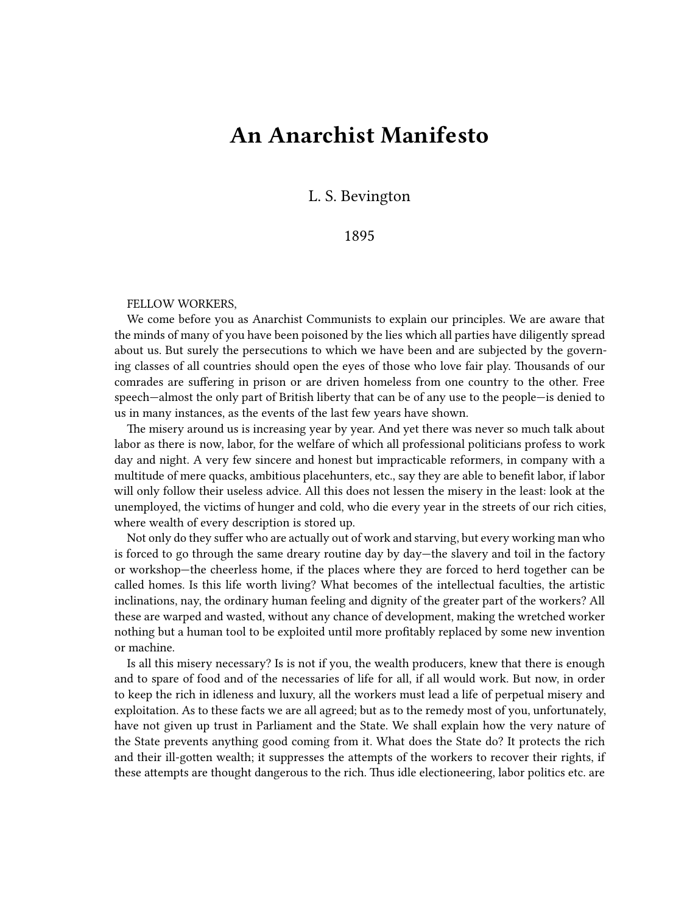# An Anarchist Manifesto

L. S. Bevington

1895

FELLOW WORKERS,

We come before you as Anarchist Communists to explain our principles. We are aware that the minds of many of you have been poisoned by the lies which all parties have diligently spread about us. But surely the persecutions to which we have been and are subjected by the governing classes of all countries should open the eyes of those who love fair play. Thousands of our comrades are suffering in prison or are driven homeless from one country to the other. Free speech—almost the only part of British liberty that can be of any use to the people—is denied to us in many instances, as the events of the last few years have shown.

The misery around us is increasing year by year. And yet there was never so much talk about labor as there is now, labor, for the welfare of which all professional politicians profess to work day and night. A very few sincere and honest but impracticable reformers, in company with a multitude of mere quacks, ambitious placehunters, etc., say they are able to benefit labor, if labor will only follow their useless advice. All this does not lessen the misery in the least: look at the unemployed, the victims of hunger and cold, who die every year in the streets of our rich cities, where wealth of every description is stored up.

Not only do they suffer who are actually out of work and starving, but every working man who is forced to go through the same dreary routine day by day—the slavery and toil in the factory or workshop—the cheerless home, if the places where they are forced to herd together can be called homes. Is this life worth living? What becomes of the intellectual faculties, the artistic inclinations, nay, the ordinary human feeling and dignity of the greater part of the workers? All these are warped and wasted, without any chance of development, making the wretched worker nothing but a human tool to be exploited until more profitably replaced by some new invention or machine.

Is all this misery necessary? Is is not if you, the wealth producers, knew that there is enough and to spare of food and of the necessaries of life for all, if all would work. But now, in order to keep the rich in idleness and luxury, all the workers must lead a life of perpetual misery and exploitation. As to these facts we are all agreed; but as to the remedy most of you, unfortunately, have not given up trust in Parliament and the State. We shall explain how the very nature of the State prevents anything good coming from it. What does the State do? It protects the rich and their ill-gotten wealth; it suppresses the attempts of the workers to recover their rights, if these attempts are thought dangerous to the rich. Thus idle electioneering, labor politics etc. are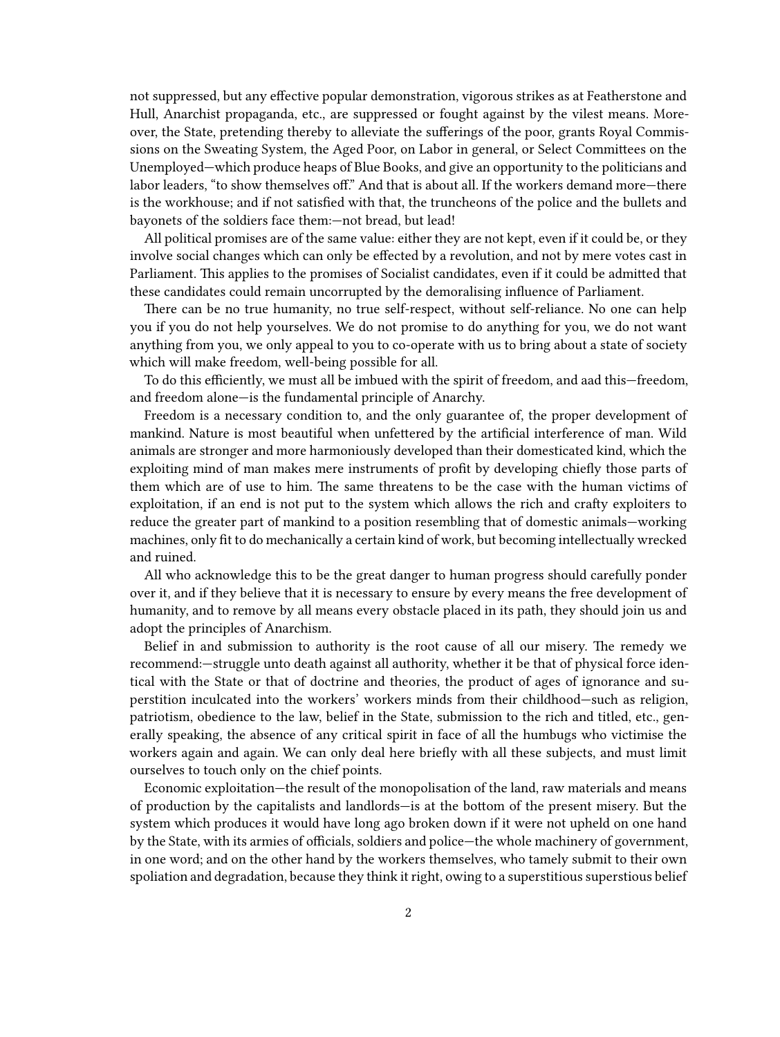not suppressed, but any effective popular demonstration, vigorous strikes as at Featherstone and Hull, Anarchist propaganda, etc., are suppressed or fought against by the vilest means. Moreover, the State, pretending thereby to alleviate the sufferings of the poor, grants Royal Commissions on the Sweating System, the Aged Poor, on Labor in general, or Select Committees on the Unemployed—which produce heaps of Blue Books, and give an opportunity to the politicians and labor leaders, "to show themselves off." And that is about all. If the workers demand more—there is the workhouse; and if not satisfied with that, the truncheons of the police and the bullets and bayonets of the soldiers face them:—not bread, but lead!

All political promises are of the same value: either they are not kept, even if it could be, or they involve social changes which can only be effected by a revolution, and not by mere votes cast in Parliament. This applies to the promises of Socialist candidates, even if it could be admitted that these candidates could remain uncorrupted by the demoralising influence of Parliament.

There can be no true humanity, no true self-respect, without self-reliance. No one can help you if you do not help yourselves. We do not promise to do anything for you, we do not want anything from you, we only appeal to you to co-operate with us to bring about a state of society which will make freedom, well-being possible for all.

To do this efficiently, we must all be imbued with the spirit of freedom, and aad this—freedom, and freedom alone—is the fundamental principle of Anarchy.

Freedom is a necessary condition to, and the only guarantee of, the proper development of mankind. Nature is most beautiful when unfettered by the artificial interference of man. Wild animals are stronger and more harmoniously developed than their domesticated kind, which the exploiting mind of man makes mere instruments of profit by developing chiefly those parts of them which are of use to him. The same threatens to be the case with the human victims of exploitation, if an end is not put to the system which allows the rich and crafty exploiters to reduce the greater part of mankind to a position resembling that of domestic animals—working machines, only fit to do mechanically a certain kind of work, but becoming intellectually wrecked and ruined.

All who acknowledge this to be the great danger to human progress should carefully ponder over it, and if they believe that it is necessary to ensure by every means the free development of humanity, and to remove by all means every obstacle placed in its path, they should join us and adopt the principles of Anarchism.

Belief in and submission to authority is the root cause of all our misery. The remedy we recommend:—struggle unto death against all authority, whether it be that of physical force identical with the State or that of doctrine and theories, the product of ages of ignorance and superstition inculcated into the workers' workers minds from their childhood—such as religion, patriotism, obedience to the law, belief in the State, submission to the rich and titled, etc., generally speaking, the absence of any critical spirit in face of all the humbugs who victimise the workers again and again. We can only deal here briefly with all these subjects, and must limit ourselves to touch only on the chief points.

Economic exploitation—the result of the monopolisation of the land, raw materials and means of production by the capitalists and landlords—is at the bottom of the present misery. But the system which produces it would have long ago broken down if it were not upheld on one hand by the State, with its armies of officials, soldiers and police—the whole machinery of government, in one word; and on the other hand by the workers themselves, who tamely submit to their own spoliation and degradation, because they think it right, owing to a superstitious superstious belief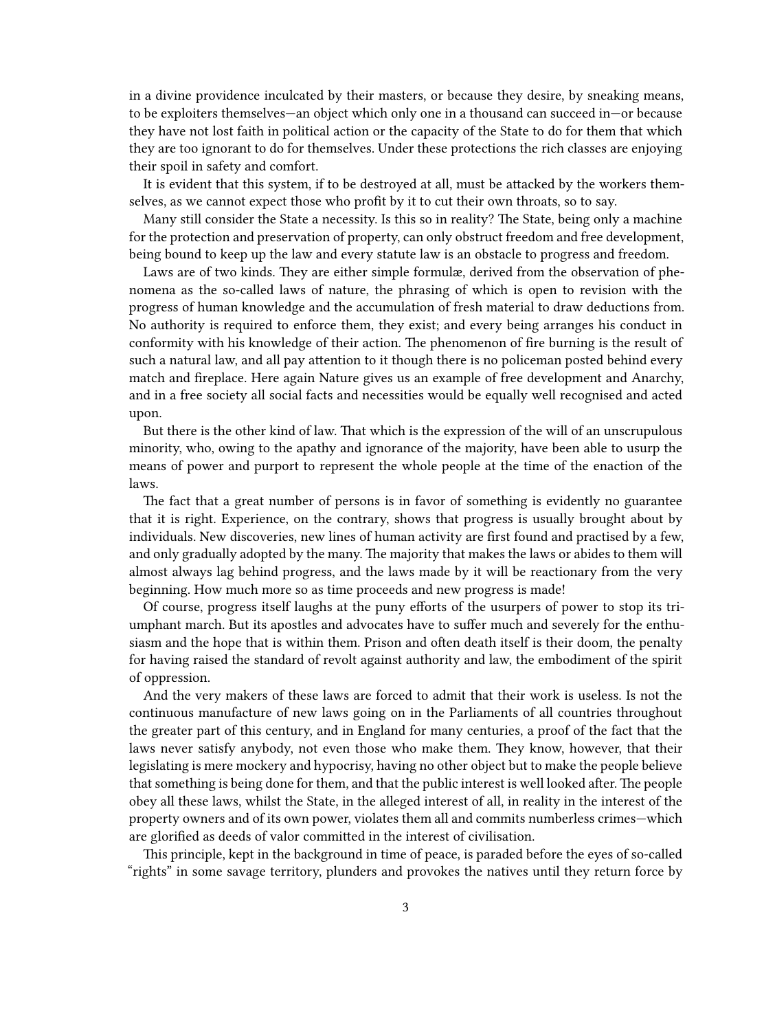in a divine providence inculcated by their masters, or because they desire, by sneaking means, to be exploiters themselves—an object which only one in a thousand can succeed in—or because they have not lost faith in political action or the capacity of the State to do for them that which they are too ignorant to do for themselves. Under these protections the rich classes are enjoying their spoil in safety and comfort.

It is evident that this system, if to be destroyed at all, must be attacked by the workers themselves, as we cannot expect those who profit by it to cut their own throats, so to say.

Many still consider the State a necessity. Is this so in reality? The State, being only a machine for the protection and preservation of property, can only obstruct freedom and free development, being bound to keep up the law and every statute law is an obstacle to progress and freedom.

Laws are of two kinds. They are either simple formulæ, derived from the observation of phenomena as the so-called laws of nature, the phrasing of which is open to revision with the progress of human knowledge and the accumulation of fresh material to draw deductions from. No authority is required to enforce them, they exist; and every being arranges his conduct in conformity with his knowledge of their action. The phenomenon of fire burning is the result of such a natural law, and all pay attention to it though there is no policeman posted behind every match and fireplace. Here again Nature gives us an example of free development and Anarchy, and in a free society all social facts and necessities would be equally well recognised and acted upon.

But there is the other kind of law. That which is the expression of the will of an unscrupulous minority, who, owing to the apathy and ignorance of the majority, have been able to usurp the means of power and purport to represent the whole people at the time of the enaction of the laws.

The fact that a great number of persons is in favor of something is evidently no guarantee that it is right. Experience, on the contrary, shows that progress is usually brought about by individuals. New discoveries, new lines of human activity are first found and practised by a few, and only gradually adopted by the many. The majority that makes the laws or abides to them will almost always lag behind progress, and the laws made by it will be reactionary from the very beginning. How much more so as time proceeds and new progress is made!

Of course, progress itself laughs at the puny efforts of the usurpers of power to stop its triumphant march. But its apostles and advocates have to suffer much and severely for the enthusiasm and the hope that is within them. Prison and often death itself is their doom, the penalty for having raised the standard of revolt against authority and law, the embodiment of the spirit of oppression.

And the very makers of these laws are forced to admit that their work is useless. Is not the continuous manufacture of new laws going on in the Parliaments of all countries throughout the greater part of this century, and in England for many centuries, a proof of the fact that the laws never satisfy anybody, not even those who make them. They know, however, that their legislating is mere mockery and hypocrisy, having no other object but to make the people believe that something is being done for them, and that the public interest is well looked after. The people obey all these laws, whilst the State, in the alleged interest of all, in reality in the interest of the property owners and of its own power, violates them all and commits numberless crimes—which are glorified as deeds of valor committed in the interest of civilisation.

This principle, kept in the background in time of peace, is paraded before the eyes of so-called "rights" in some savage territory, plunders and provokes the natives until they return force by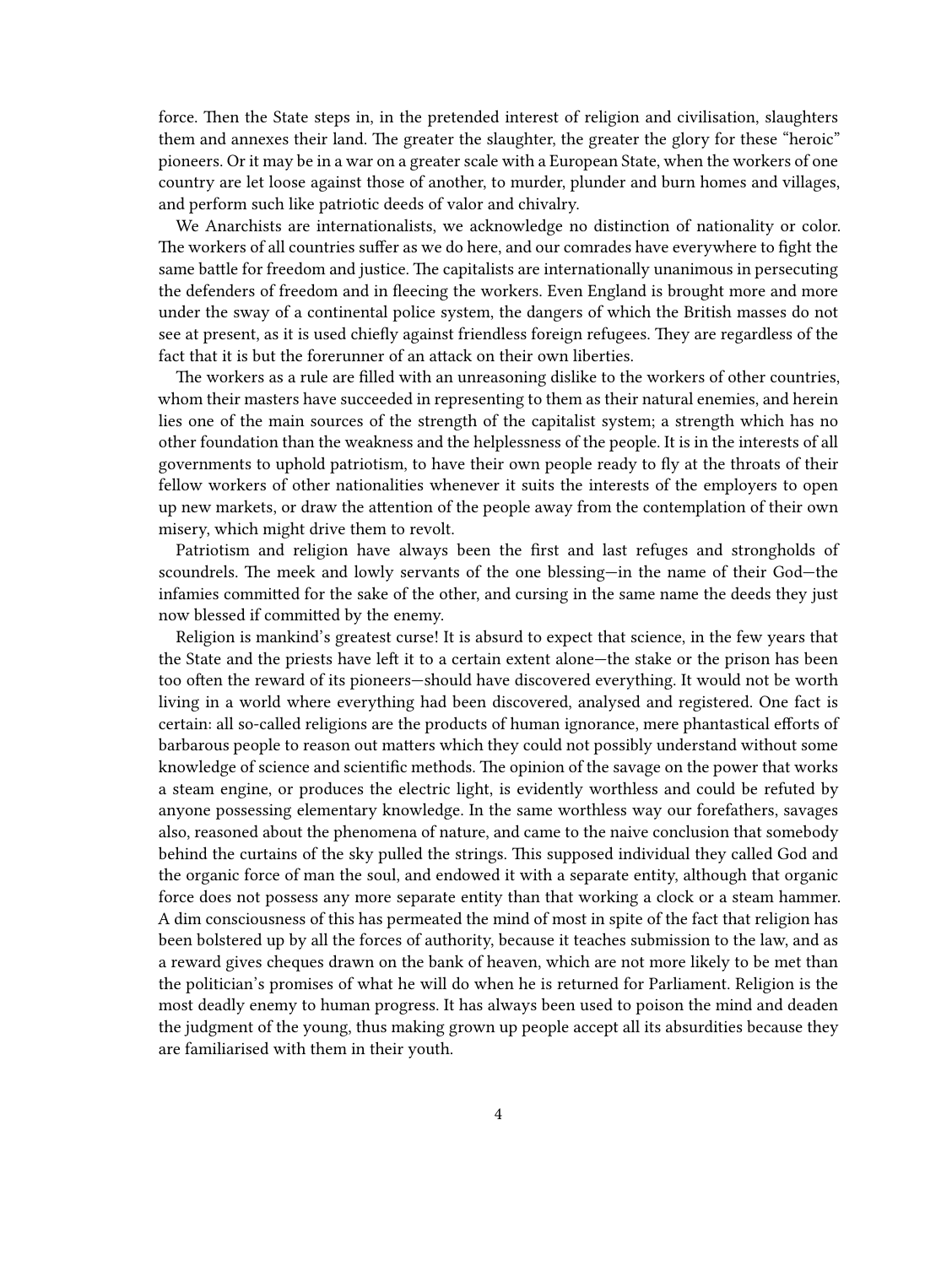force. Then the State steps in, in the pretended interest of religion and civilisation, slaughters them and annexes their land. The greater the slaughter, the greater the glory for these "heroic" pioneers. Or it may be in a war on a greater scale with a European State, when the workers of one country are let loose against those of another, to murder, plunder and burn homes and villages, and perform such like patriotic deeds of valor and chivalry.

We Anarchists are internationalists, we acknowledge no distinction of nationality or color. The workers of all countries suffer as we do here, and our comrades have everywhere to fight the same battle for freedom and justice. The capitalists are internationally unanimous in persecuting the defenders of freedom and in fleecing the workers. Even England is brought more and more under the sway of a continental police system, the dangers of which the British masses do not see at present, as it is used chiefly against friendless foreign refugees. They are regardless of the fact that it is but the forerunner of an attack on their own liberties.

The workers as a rule are filled with an unreasoning dislike to the workers of other countries, whom their masters have succeeded in representing to them as their natural enemies, and herein lies one of the main sources of the strength of the capitalist system; a strength which has no other foundation than the weakness and the helplessness of the people. It is in the interests of all governments to uphold patriotism, to have their own people ready to fly at the throats of their fellow workers of other nationalities whenever it suits the interests of the employers to open up new markets, or draw the attention of the people away from the contemplation of their own misery, which might drive them to revolt.

Patriotism and religion have always been the first and last refuges and strongholds of scoundrels. The meek and lowly servants of the one blessing—in the name of their God—the infamies committed for the sake of the other, and cursing in the same name the deeds they just now blessed if committed by the enemy.

Religion is mankind's greatest curse! It is absurd to expect that science, in the few years that the State and the priests have left it to a certain extent alone—the stake or the prison has been too often the reward of its pioneers—should have discovered everything. It would not be worth living in a world where everything had been discovered, analysed and registered. One fact is certain: all so-called religions are the products of human ignorance, mere phantastical efforts of barbarous people to reason out matters which they could not possibly understand without some knowledge of science and scientific methods. The opinion of the savage on the power that works a steam engine, or produces the electric light, is evidently worthless and could be refuted by anyone possessing elementary knowledge. In the same worthless way our forefathers, savages also, reasoned about the phenomena of nature, and came to the naive conclusion that somebody behind the curtains of the sky pulled the strings. This supposed individual they called God and the organic force of man the soul, and endowed it with a separate entity, although that organic force does not possess any more separate entity than that working a clock or a steam hammer. A dim consciousness of this has permeated the mind of most in spite of the fact that religion has been bolstered up by all the forces of authority, because it teaches submission to the law, and as a reward gives cheques drawn on the bank of heaven, which are not more likely to be met than the politician's promises of what he will do when he is returned for Parliament. Religion is the most deadly enemy to human progress. It has always been used to poison the mind and deaden the judgment of the young, thus making grown up people accept all its absurdities because they are familiarised with them in their youth.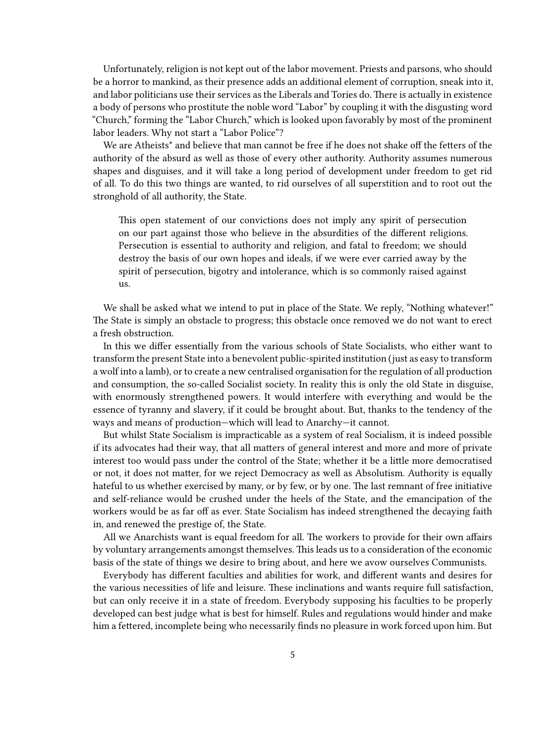Unfortunately, religion is not kept out of the labor movement. Priests and parsons, who should be a horror to mankind, as their presence adds an additional element of corruption, sneak into it, and labor politicians use their services as the Liberals and Tories do. There is actually in existence a body of persons who prostitute the noble word "Labor" by coupling it with the disgusting word "Church," forming the "Labor Church," which is looked upon favorably by most of the prominent labor leaders. Why not start a "Labor Police"?

We are Atheists* and believe that man cannot be free if he does not shake off the fetters of the authority of the absurd as well as those of every other authority. Authority assumes numerous shapes and disguises, and it will take a long period of development under freedom to get rid of all. To do this two things are wanted, to rid ourselves of all superstition and to root out the stronghold of all authority, the State.

> This open statement of our convictions does not imply any spirit of persecution on our part against those who believe in the absurdities of the different religions. Persecution is essential to authority and religion, and fatal to freedom; we should destroy the basis of our own hopes and ideals, if we were ever carried away by the spirit of persecution, bigotry and intolerance, which is so commonly raised against us.

We shall be asked what we intend to put in place of the State. We reply, "Nothing whatever!" The State is simply an obstacle to progress; this obstacle once removed we do not want to erect a fresh obstruction.

In this we differ essentially from the various schools of State Socialists, who either want to transform the present State into a benevolent public-spirited institution (just as easy to transform a wolf into a lamb), or to create a new centralised organisation for the regulation of all production and consumption, the so-called Socialist society. In reality this is only the old State in disguise, with enormously strengthened powers. It would interfere with everything and would be the essence of tyranny and slavery, if it could be brought about. But, thanks to the tendency of the ways and means of production—which will lead to Anarchy—it cannot.

But whilst State Socialism is impracticable as a system of real Socialism, it is indeed possible if its advocates had their way, that all matters of general interest and more and more of private interest too would pass under the control of the State; whether it be a little more democratised or not, it does not matter, for we reject Democracy as well as Absolutism. Authority is equally hateful to us whether exercised by many, or by few, or by one. The last remnant of free initiative and self-reliance would be crushed under the heels of the State, and the emancipation of the workers would be as far off as ever. State Socialism has indeed strengthened the decaying faith in, and renewed the prestige of, the State.

All we Anarchists want is equal freedom for all. The workers to provide for their own affairs by voluntary arrangements amongst themselves. This leads us to a consideration of the economic basis of the state of things we desire to bring about, and here we avow ourselves Communists.

Everybody has different faculties and abilities for work, and different wants and desires for the various necessities of life and leisure. These inclinations and wants require full satisfaction, but can only receive it in a state of freedom. Everybody supposing his faculties to be properly developed can best judge what is best for himself. Rules and regulations would hinder and make him a fettered, incomplete being who necessarily finds no pleasure in work forced upon him. But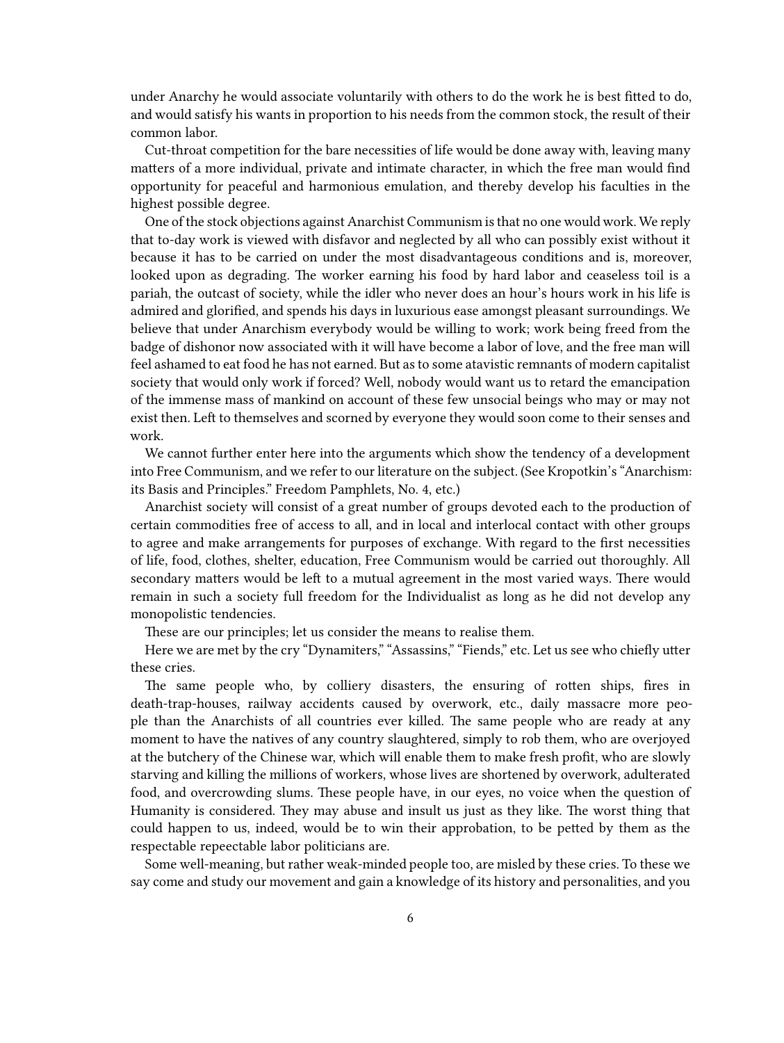under Anarchy he would associate voluntarily with others to do the work he is best fitted to do, and would satisfy his wants in proportion to his needs from the common stock, the result of their common labor.

Cut-throat competition for the bare necessities of life would be done away with, leaving many matters of a more individual, private and intimate character, in which the free man would find opportunity for peaceful and harmonious emulation, and thereby develop his faculties in the highest possible degree.

One of the stock objections against Anarchist Communism is that no one would work. We reply that to-day work is viewed with disfavor and neglected by all who can possibly exist without it because it has to be carried on under the most disadvantageous conditions and is, moreover, looked upon as degrading. The worker earning his food by hard labor and ceaseless toil is a pariah, the outcast of society, while the idler who never does an hour's hours work in his life is admired and glorified, and spends his days in luxurious ease amongst pleasant surroundings. We believe that under Anarchism everybody would be willing to work; work being freed from the badge of dishonor now associated with it will have become a labor of love, and the free man will feel ashamed to eat food he has not earned. But as to some atavistic remnants of modern capitalist society that would only work if forced? Well, nobody would want us to retard the emancipation of the immense mass of mankind on account of these few unsocial beings who may or may not exist then. Left to themselves and scorned by everyone they would soon come to their senses and work.

We cannot further enter here into the arguments which show the tendency of a development into Free Communism, and we refer to our literature on the subject. (See Kropotkin's "Anarchism: its Basis and Principles." Freedom Pamphlets, No. 4, etc.)

Anarchist society will consist of a great number of groups devoted each to the production of certain commodities free of access to all, and in local and interlocal contact with other groups to agree and make arrangements for purposes of exchange. With regard to the first necessities of life, food, clothes, shelter, education, Free Communism would be carried out thoroughly. All secondary matters would be left to a mutual agreement in the most varied ways. There would remain in such a society full freedom for the Individualist as long as he did not develop any monopolistic tendencies.

These are our principles; let us consider the means to realise them.

Here we are met by the cry "Dynamiters," "Assassins," "Fiends," etc. Let us see who chiefly utter these cries.

The same people who, by colliery disasters, the ensuring of rotten ships, fires in death-trap-houses, railway accidents caused by overwork, etc., daily massacre more people than the Anarchists of all countries ever killed. The same people who are ready at any moment to have the natives of any country slaughtered, simply to rob them, who are overjoyed at the butchery of the Chinese war, which will enable them to make fresh profit, who are slowly starving and killing the millions of workers, whose lives are shortened by overwork, adulterated food, and overcrowding slums. These people have, in our eyes, no voice when the question of Humanity is considered. They may abuse and insult us just as they like. The worst thing that could happen to us, indeed, would be to win their approbation, to be petted by them as the respectable repeectable labor politicians are.

Some well-meaning, but rather weak-minded people too, are misled by these cries. To these we say come and study our movement and gain a knowledge of its history and personalities, and you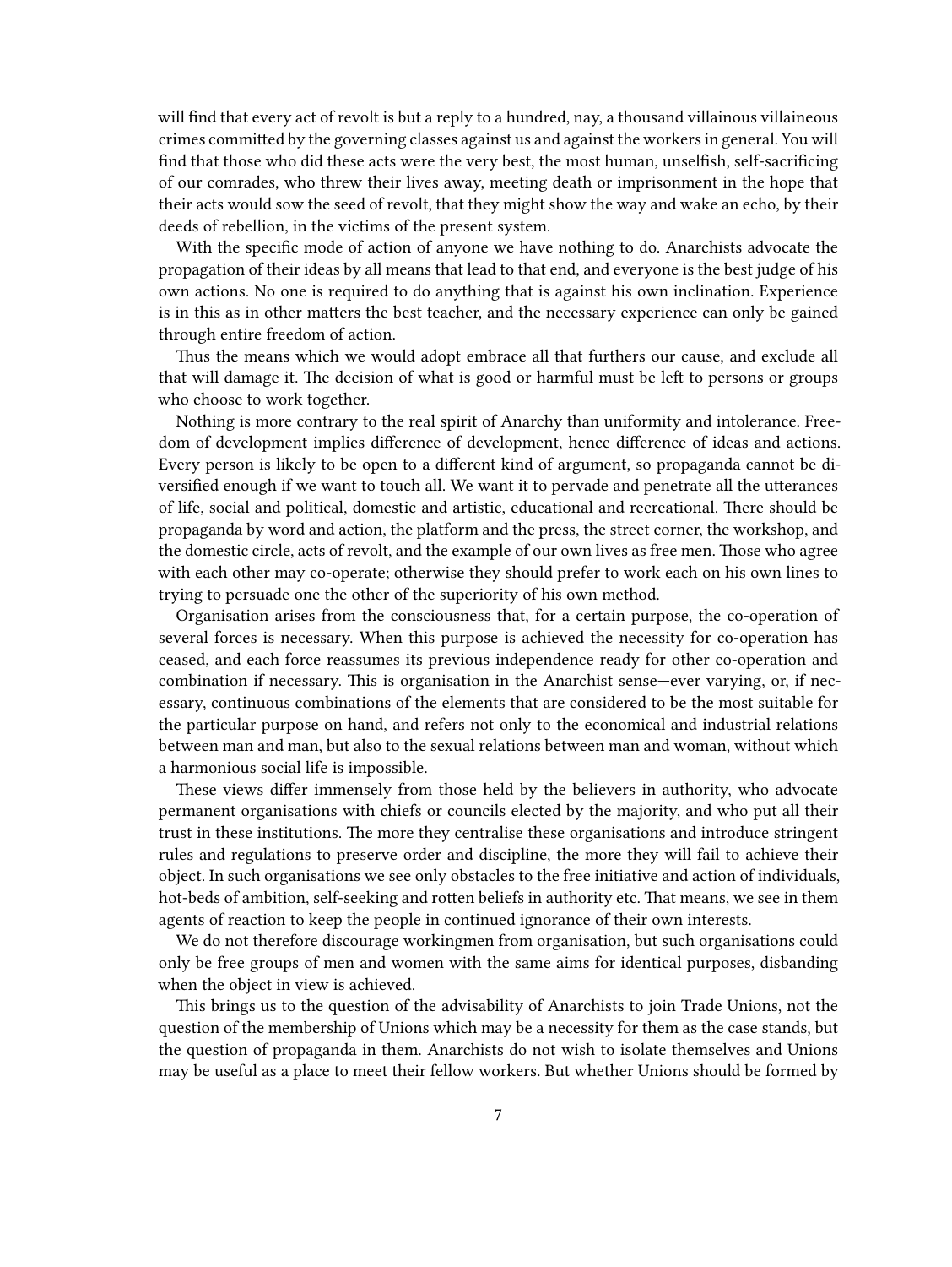will find that every act of revolt is but a reply to a hundred, nay, a thousand villainous villaineous crimes committed by the governing classes against us and against the workers in general. You will find that those who did these acts were the very best, the most human, unselfish, self-sacrificing of our comrades, who threw their lives away, meeting death or imprisonment in the hope that their acts would sow the seed of revolt, that they might show the way and wake an echo, by their deeds of rebellion, in the victims of the present system.

With the specific mode of action of anyone we have nothing to do. Anarchists advocate the propagation of their ideas by all means that lead to that end, and everyone is the best judge of his own actions. No one is required to do anything that is against his own inclination. Experience is in this as in other matters the best teacher, and the necessary experience can only be gained through entire freedom of action.

Thus the means which we would adopt embrace all that furthers our cause, and exclude all that will damage it. The decision of what is good or harmful must be left to persons or groups who choose to work together.

Nothing is more contrary to the real spirit of Anarchy than uniformity and intolerance. Freedom of development implies difference of development, hence difference of ideas and actions. Every person is likely to be open to a different kind of argument, so propaganda cannot be diversified enough if we want to touch all. We want it to pervade and penetrate all the utterances of life, social and political, domestic and artistic, educational and recreational. There should be propaganda by word and action, the platform and the press, the street corner, the workshop, and the domestic circle, acts of revolt, and the example of our own lives as free men. Those who agree with each other may co-operate; otherwise they should prefer to work each on his own lines to trying to persuade one the other of the superiority of his own method.

Organisation arises from the consciousness that, for a certain purpose, the co-operation of several forces is necessary. When this purpose is achieved the necessity for co-operation has ceased, and each force reassumes its previous independence ready for other co-operation and combination if necessary. This is organisation in the Anarchist sense—ever varying, or, if necessary, continuous combinations of the elements that are considered to be the most suitable for the particular purpose on hand, and refers not only to the economical and industrial relations between man and man, but also to the sexual relations between man and woman, without which a harmonious social life is impossible.

These views differ immensely from those held by the believers in authority, who advocate permanent organisations with chiefs or councils elected by the majority, and who put all their trust in these institutions. The more they centralise these organisations and introduce stringent rules and regulations to preserve order and discipline, the more they will fail to achieve their object. In such organisations we see only obstacles to the free initiative and action of individuals, hot-beds of ambition, self-seeking and rotten beliefs in authority etc. That means, we see in them agents of reaction to keep the people in continued ignorance of their own interests.

We do not therefore discourage workingmen from organisation, but such organisations could only be free groups of men and women with the same aims for identical purposes, disbanding when the object in view is achieved.

This brings us to the question of the advisability of Anarchists to join Trade Unions, not the question of the membership of Unions which may be a necessity for them as the case stands, but the question of propaganda in them. Anarchists do not wish to isolate themselves and Unions may be useful as a place to meet their fellow workers. But whether Unions should be formed by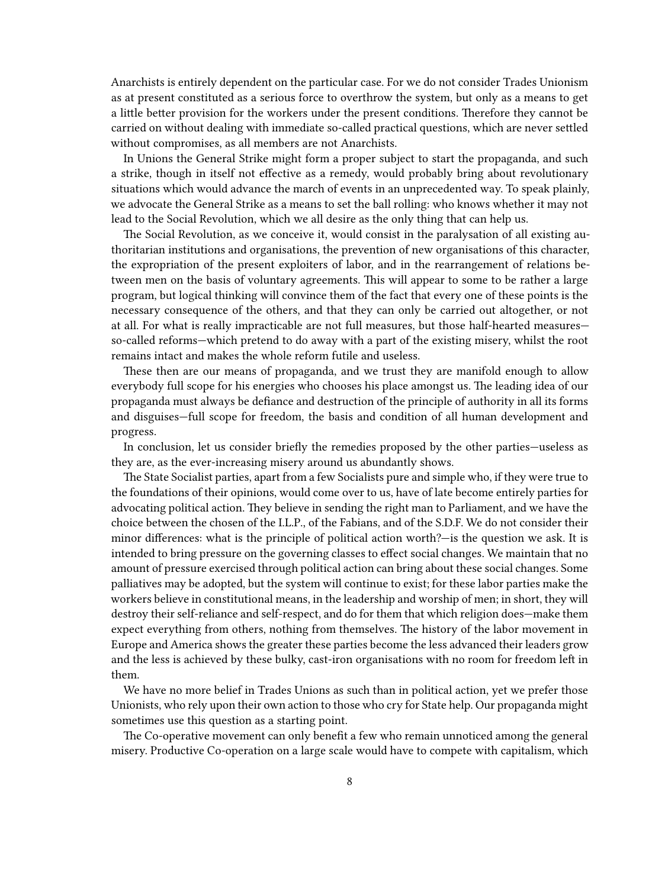Anarchists is entirely dependent on the particular case. For we do not consider Trades Unionism as at present constituted as a serious force to overthrow the system, but only as a means to get a little better provision for the workers under the present conditions. Therefore they cannot be carried on without dealing with immediate so-called practical questions, which are never settled without compromises, as all members are not Anarchists.

In Unions the General Strike might form a proper subject to start the propaganda, and such a strike, though in itself not effective as a remedy, would probably bring about revolutionary situations which would advance the march of events in an unprecedented way. To speak plainly, we advocate the General Strike as a means to set the ball rolling: who knows whether it may not lead to the Social Revolution, which we all desire as the only thing that can help us.

The Social Revolution, as we conceive it, would consist in the paralysation of all existing authoritarian institutions and organisations, the prevention of new organisations of this character, the expropriation of the present exploiters of labor, and in the rearrangement of relations between men on the basis of voluntary agreements. This will appear to some to be rather a large program, but logical thinking will convince them of the fact that every one of these points is the necessary consequence of the others, and that they can only be carried out altogether, or not at all. For what is really impracticable are not full measures, but those half-hearted measures—so-called reforms—which pretend to do away with a part of the existing misery, whilst the root remains intact and makes the whole reform futile and useless.

These then are our means of propaganda, and we trust they are manifold enough to allow everybody full scope for his energies who chooses his place amongst us. The leading idea of our propaganda must always be defiance and destruction of the principle of authority in all its forms and disguises—full scope for freedom, the basis and condition of all human development and progress.

In conclusion, let us consider briefly the remedies proposed by the other parties—useless as they are, as the ever-increasing misery around us abundantly shows.

The State Socialist parties, apart from a few Socialists pure and simple who, if they were true to the foundations of their opinions, would come over to us, have of late become entirely parties for advocating political action. They believe in sending the right man to Parliament, and we have the choice between the chosen of the I.L.P., of the Fabians, and of the S.D.F. We do not consider their minor differences: what is the principle of political action worth?—is the question we ask. It is intended to bring pressure on the governing classes to effect social changes. We maintain that no amount of pressure exercised through political action can bring about these social changes. Some palliatives may be adopted, but the system will continue to exist; for these labor parties make the workers believe in constitutional means, in the leadership and worship of men; in short, they will destroy their self-reliance and self-respect, and do for them that which religion does—make them expect everything from others, nothing from themselves. The history of the labor movement in Europe and America shows the greater these parties become the less advanced their leaders grow and the less is achieved by these bulky, cast-iron organisations with no room for freedom left in them.

We have no more belief in Trades Unions as such than in political action, yet we prefer those Unionists, who rely upon their own action to those who cry for State help. Our propaganda might sometimes use this question as a starting point.

The Co-operative movement can only benefit a few who remain unnoticed among the general misery. Productive Co-operation on a large scale would have to compete with capitalism, which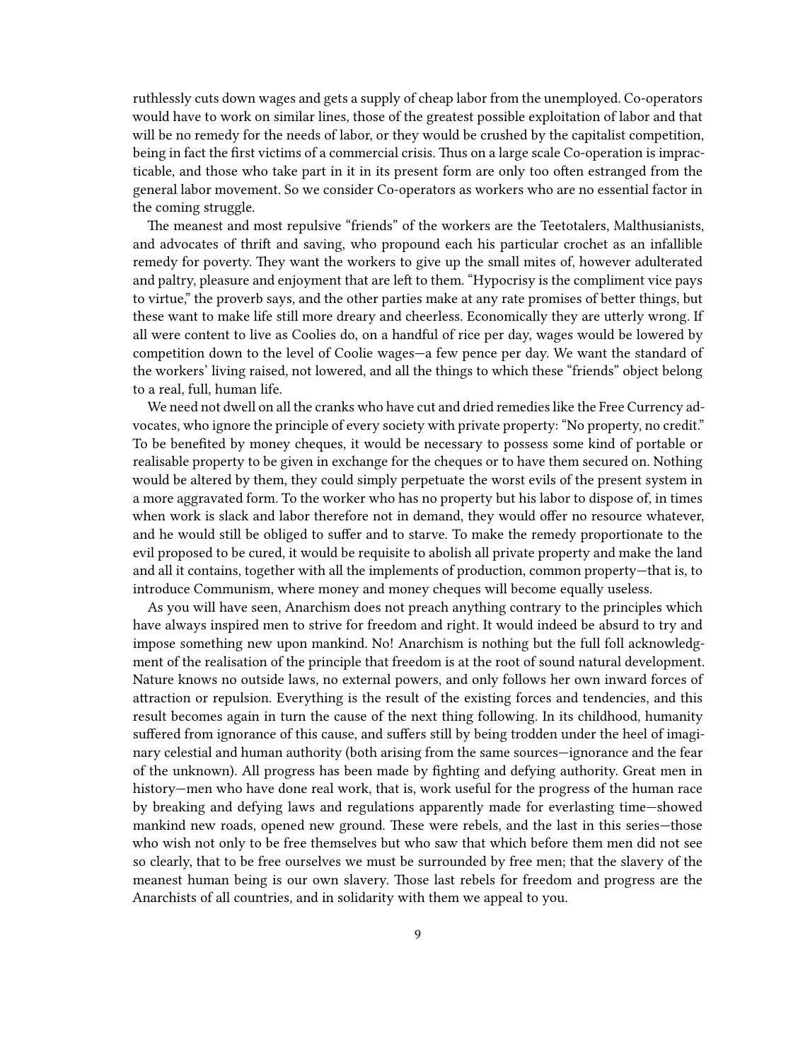ruthlessly cuts down wages and gets a supply of cheap labor from the unemployed. Co-operators would have to work on similar lines, those of the greatest possible exploitation of labor and that will be no remedy for the needs of labor, or they would be crushed by the capitalist competition, being in fact the first victims of a commercial crisis. Thus on a large scale Co-operation is impracticable, and those who take part in it in its present form are only too often estranged from the general labor movement. So we consider Co-operators as workers who are no essential factor in the coming struggle.

The meanest and most repulsive "friends" of the workers are the Teetotalers, Malthusianists, and advocates of thrift and saving, who propound each his particular crochet as an infallible remedy for poverty. They want the workers to give up the small mites of, however adulterated and paltry, pleasure and enjoyment that are left to them. "Hypocrisy is the compliment vice pays to virtue," the proverb says, and the other parties make at any rate promises of better things, but these want to make life still more dreary and cheerless. Economically they are utterly wrong. If all were content to live as Coolies do, on a handful of rice per day, wages would be lowered by competition down to the level of Coolie wages—a few pence per day. We want the standard of the workers' living raised, not lowered, and all the things to which these "friends" object belong to a real, full, human life.

We need not dwell on all the cranks who have cut and dried remedies like the Free Currency advocates, who ignore the principle of every society with private property: "No property, no credit." To be benefited by money cheques, it would be necessary to possess some kind of portable or realisable property to be given in exchange for the cheques or to have them secured on. Nothing would be altered by them, they could simply perpetuate the worst evils of the present system in a more aggravated form. To the worker who has no property but his labor to dispose of, in times when work is slack and labor therefore not in demand, they would offer no resource whatever, and he would still be obliged to suffer and to starve. To make the remedy proportionate to the evil proposed to be cured, it would be requisite to abolish all private property and make the land and all it contains, together with all the implements of production, common property—that is, to introduce Communism, where money and money cheques will become equally useless.

As you will have seen, Anarchism does not preach anything contrary to the principles which have always inspired men to strive for freedom and right. It would indeed be absurd to try and impose something new upon mankind. No! Anarchism is nothing but the full foll acknowledgment of the realisation of the principle that freedom is at the root of sound natural development. Nature knows no outside laws, no external powers, and only follows her own inward forces of attraction or repulsion. Everything is the result of the existing forces and tendencies, and this result becomes again in turn the cause of the next thing following. In its childhood, humanity suffered from ignorance of this cause, and suffers still by being trodden under the heel of imaginary celestial and human authority (both arising from the same sources—ignorance and the fear of the unknown). All progress has been made by fighting and defying authority. Great men in history—men who have done real work, that is, work useful for the progress of the human race by breaking and defying laws and regulations apparently made for everlasting time—showed mankind new roads, opened new ground. These were rebels, and the last in this series—those who wish not only to be free themselves but who saw that which before them men did not see so clearly, that to be free ourselves we must be surrounded by free men; that the slavery of the meanest human being is our own slavery. Those last rebels for freedom and progress are the Anarchists of all countries, and in solidarity with them we appeal to you.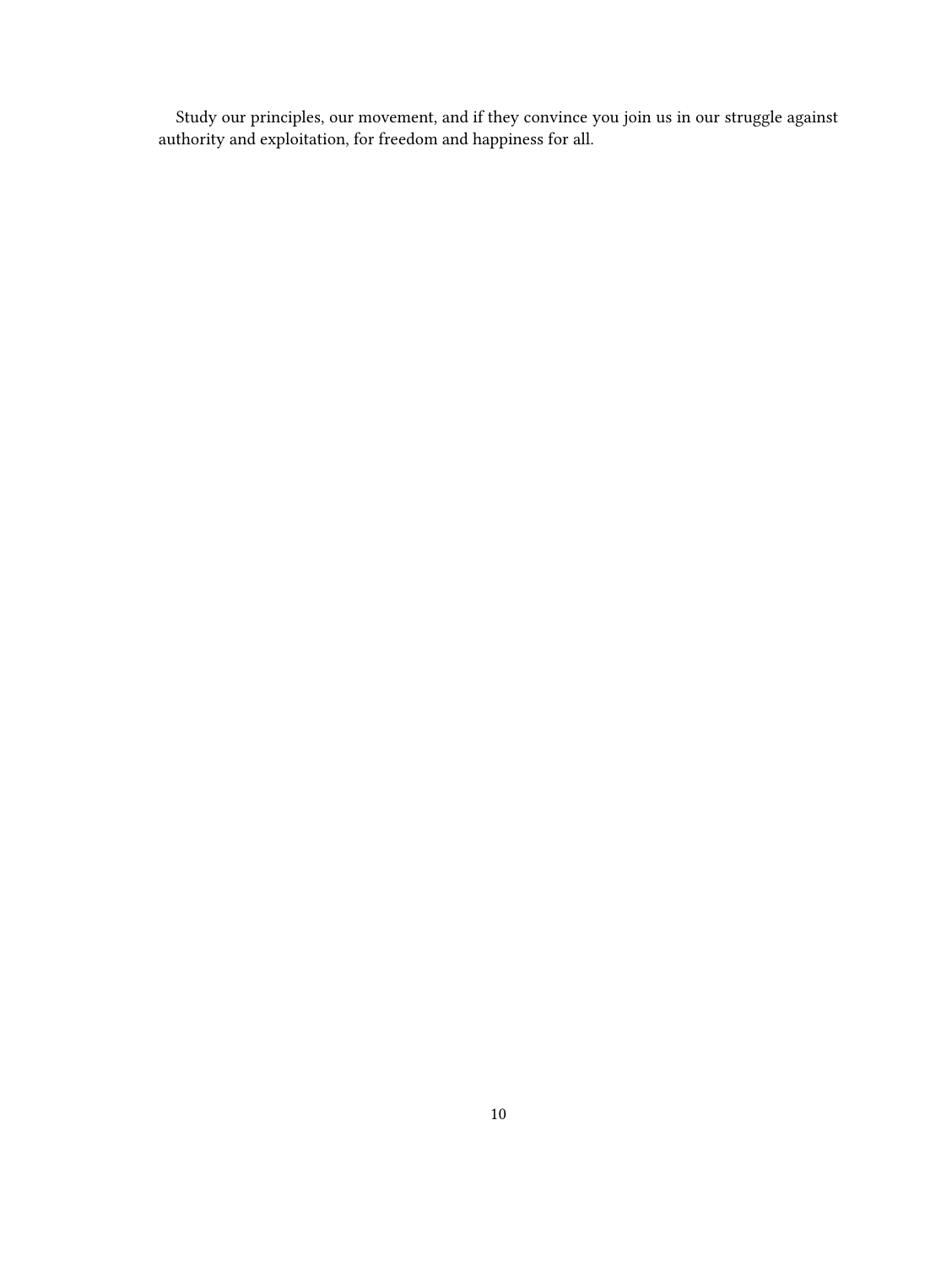Study our principles, our movement, and if they convince you join us in our struggle against authority and exploitation, for freedom and happiness for all.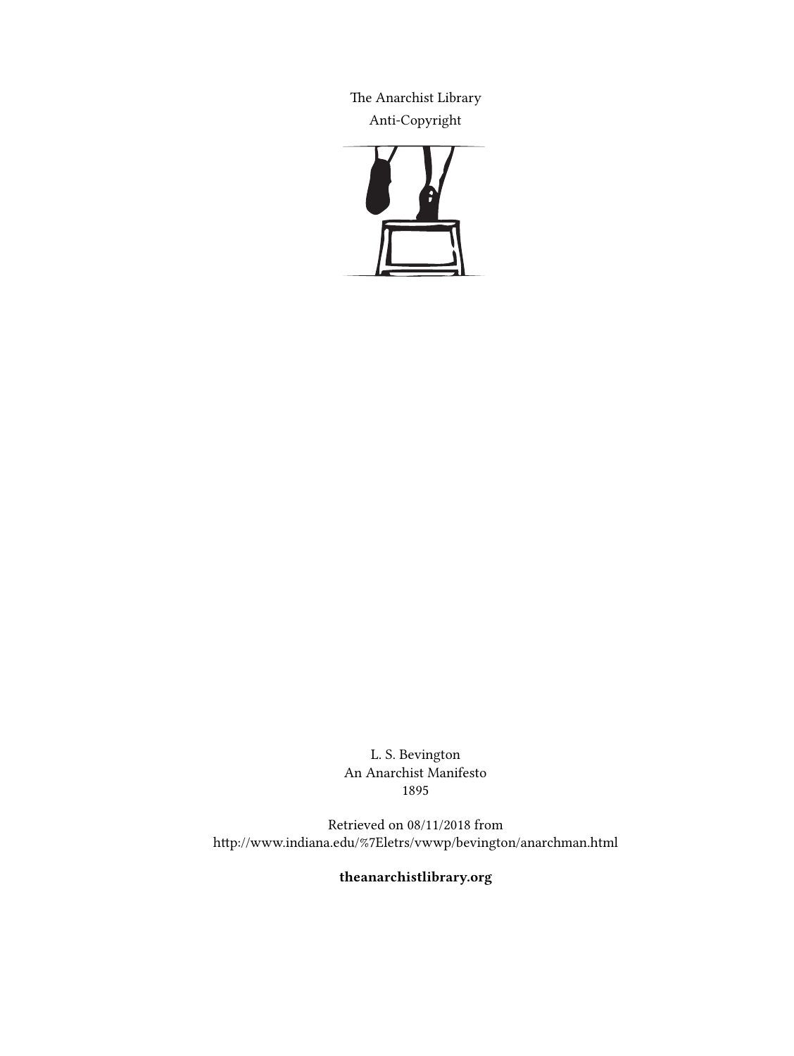The Anarchist Library
Anti-Copyright

L. S. Bevington
An Anarchist Manifesto
1895

Retrieved on 08/11/2018 from
http://www.indiana.edu/%7Eletrs/vwwp/bevington/anarchman.html

**theanarchistlibrary.org**